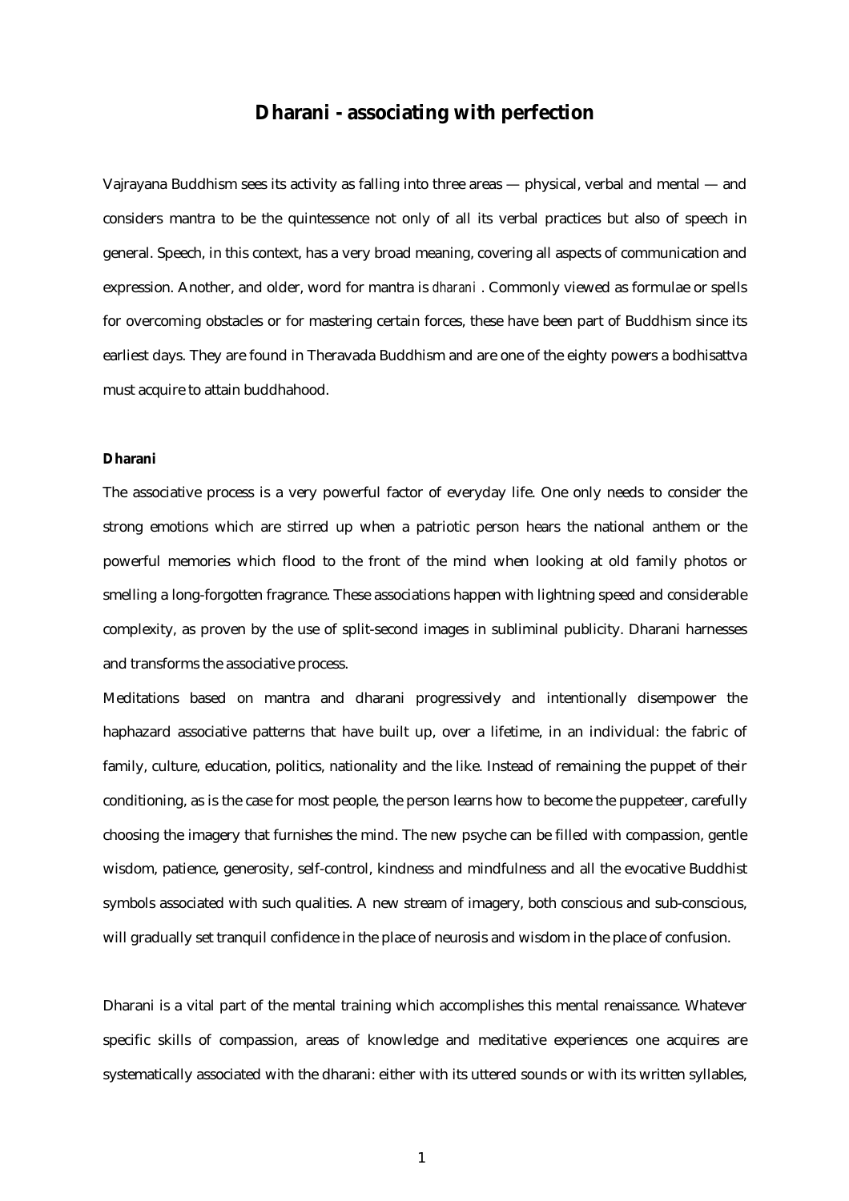# Dharani - associating with perfection

Vajrayana Buddhism sees its activity as falling into three areas — physical, verbal and mental — and considers mantra to be the quintessence not only of all its verbal practices but also of speech in general. Speech, in this context, has a very broad meaning, covering all aspects of communication and expression. Another, and older, word for mantra is *dharani*. Commonly viewed as formulae or spells for overcoming obstacles or for mastering certain forces, these have been part of Buddhism since its earliest days. They are found in Theravada Buddhism and are one of the eighty powers a bodhisattva must acquire to attain buddhahood.

**Dharani**

The associative process is a very powerful factor of everyday life. One only needs to consider the strong emotions which are stirred up when a patriotic person hears the national anthem or the powerful memories which flood to the front of the mind when looking at old family photos or smelling a long-forgotten fragrance. These associations happen with lightning speed and considerable complexity, as proven by the use of split-second images in subliminal publicity. Dharani harnesses and transforms the associative process.

Meditations based on mantra and dharani progressively and intentionally disempower the haphazard associative patterns that have built up, over a lifetime, in an individual: the fabric of family, culture, education, politics, nationality and the like. Instead of remaining the puppet of their conditioning, as is the case for most people, the person learns how to become the puppeteer, carefully choosing the imagery that furnishes the mind. The new psyche can be filled with compassion, gentle wisdom, patience, generosity, self-control, kindness and mindfulness and all the evocative Buddhist symbols associated with such qualities. A new stream of imagery, both conscious and sub-conscious, will gradually set tranquil confidence in the place of neurosis and wisdom in the place of confusion.

Dharani is a vital part of the mental training which accomplishes this mental renaissance. Whatever specific skills of compassion, areas of knowledge and meditative experiences one acquires are systematically associated with the dharani: either with its uttered sounds or with its written syllables,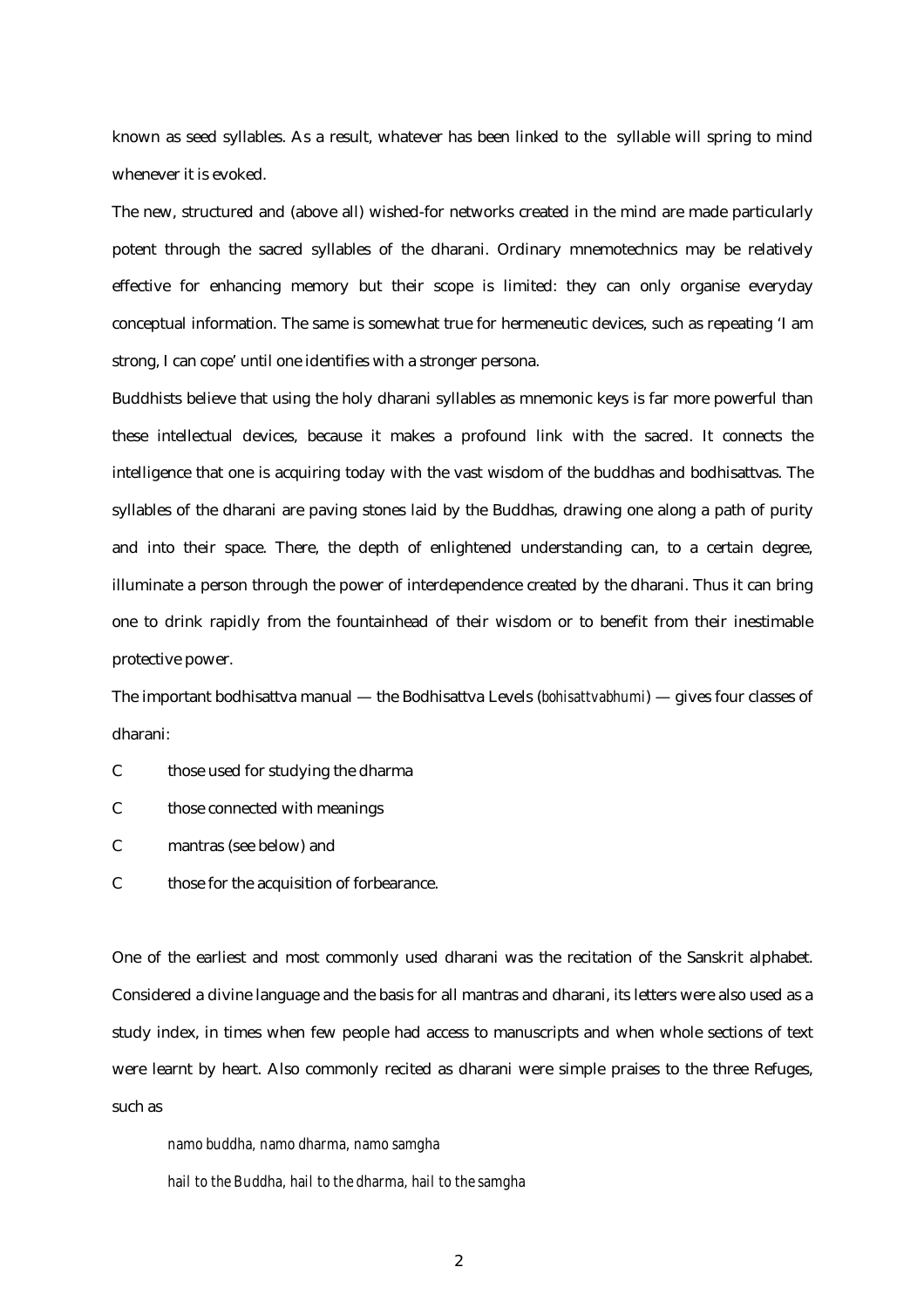known as seed syllables. As a result, whatever has been linked to the syllable will spring to mind whenever it is evoked.

The new, structured and (above all) wished-for networks created in the mind are made particularly potent through the sacred syllables of the dharani. Ordinary mnemotechnics may be relatively effective for enhancing memory but their scope is limited: they can only organise everyday conceptual information. The same is somewhat true for hermeneutic devices, such as repeating 'I am strong, I can cope' until one identifies with a stronger persona.

Buddhists believe that using the holy dharani syllables as mnemonic keys is far more powerful than these intellectual devices, because it makes a profound link with the sacred. It connects the intelligence that one is acquiring today with the vast wisdom of the buddhas and bodhisattvas. The syllables of the dharani are paving stones laid by the Buddhas, drawing one along a path of purity and into their space. There, the depth of enlightened understanding can, to a certain degree, illuminate a person through the power of interdependence created by the dharani. Thus it can bring one to drink rapidly from the fountainhead of their wisdom or to benefit from their inestimable protective power.

The important bodhisattva manual — the Bodhisattva Levels (*bohisattvabhumi*) — gives four classes of dharani:

- those used for studying the dharma
- those connected with meanings
- mantras (see below) and
- those for the acquisition of forbearance.

One of the earliest and most commonly used dharani was the recitation of the Sanskrit alphabet. Considered a divine language and the basis for all mantras and dharani, its letters were also used as a study index, in times when few people had access to manuscripts and when whole sections of text were learnt by heart. Also commonly recited as dharani were simple praises to the three Refuges, such as

> *namo buddha, namo dharma, namo samgha*
>
> *hail to the Buddha, hail to the dharma, hail to the samgha*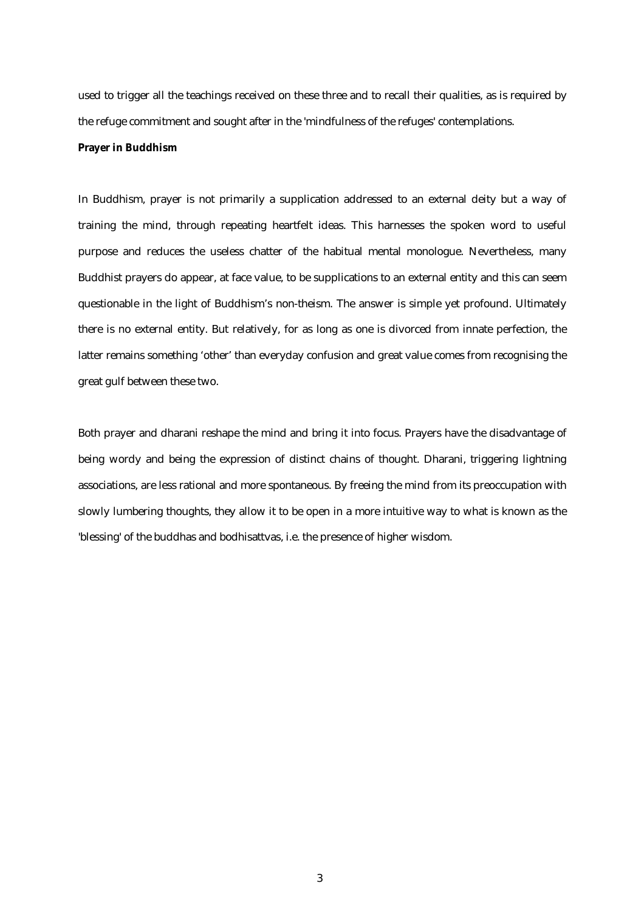used to trigger all the teachings received on these three and to recall their qualities, as is required by the refuge commitment and sought after in the 'mindfulness of the refuges' contemplations.

**Prayer in Buddhism**

In Buddhism, prayer is not primarily a supplication addressed to an external deity but a way of training the mind, through repeating heartfelt ideas. This harnesses the spoken word to useful purpose and reduces the useless chatter of the habitual mental monologue. Nevertheless, many Buddhist prayers do appear, at face value, to be supplications to an external entity and this can seem questionable in the light of Buddhism's non-theism. The answer is simple yet profound. Ultimately there is no external entity. But relatively, for as long as one is divorced from innate perfection, the latter remains something 'other' than everyday confusion and great value comes from recognising the great gulf between these two.

Both prayer and dharani reshape the mind and bring it into focus. Prayers have the disadvantage of being wordy and being the expression of distinct chains of thought. Dharani, triggering lightning associations, are less rational and more spontaneous. By freeing the mind from its preoccupation with slowly lumbering thoughts, they allow it to be open in a more intuitive way to what is known as the 'blessing' of the buddhas and bodhisattvas, i.e. the presence of higher wisdom.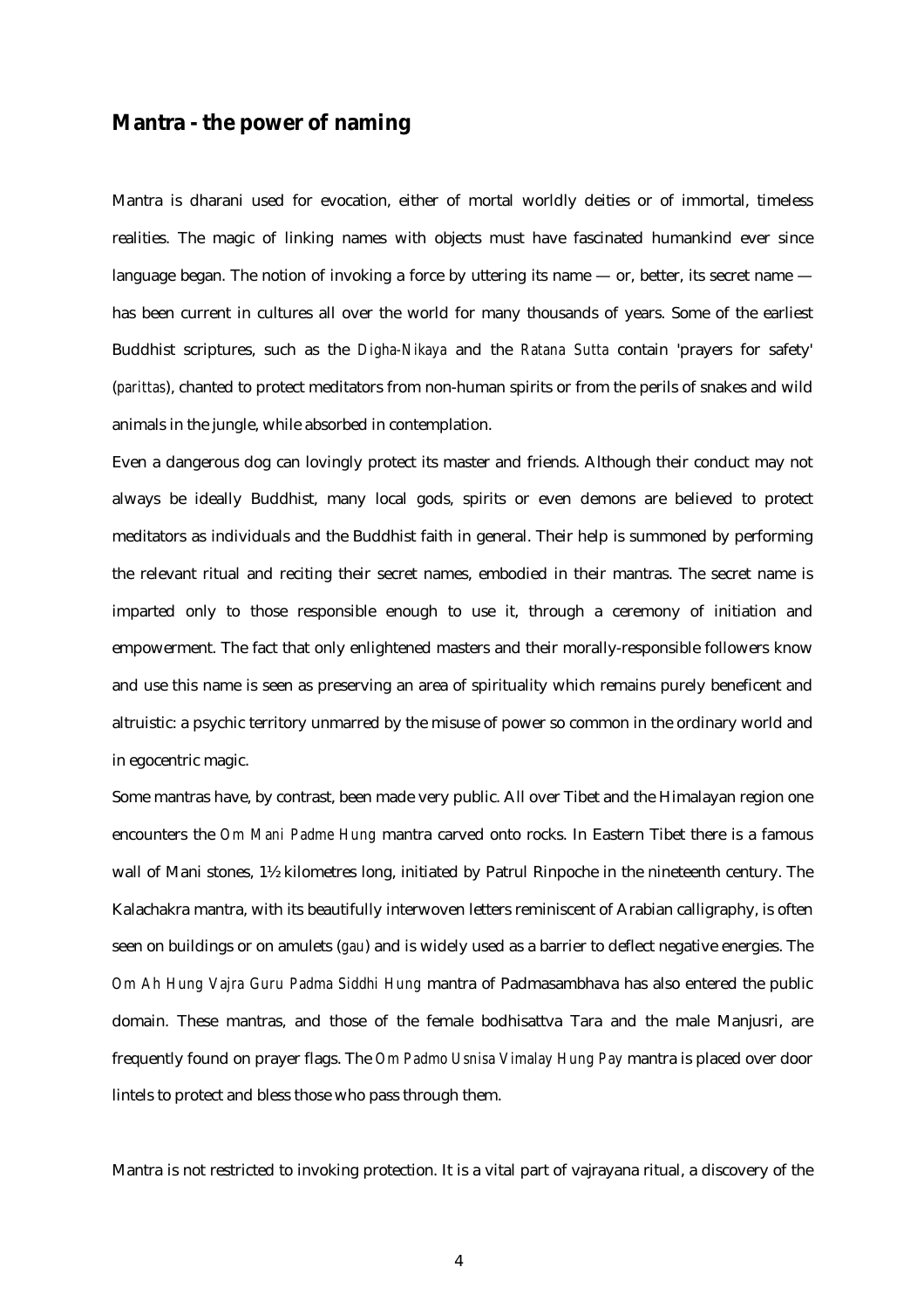## Mantra - the power of naming

Mantra is dharani used for evocation, either of mortal worldly deities or of immortal, timeless realities. The magic of linking names with objects must have fascinated humankind ever since language began. The notion of invoking a force by uttering its name — or, better, its secret name — has been current in cultures all over the world for many thousands of years. Some of the earliest Buddhist scriptures, such as the *Digha-Nikaya* and the *Ratana Sutta* contain 'prayers for safety' (*parittas*), chanted to protect meditators from non-human spirits or from the perils of snakes and wild animals in the jungle, while absorbed in contemplation.

Even a dangerous dog can lovingly protect its master and friends. Although their conduct may not always be ideally Buddhist, many local gods, spirits or even demons are believed to protect meditators as individuals and the Buddhist faith in general. Their help is summoned by performing the relevant ritual and reciting their secret names, embodied in their mantras. The secret name is imparted only to those responsible enough to use it, through a ceremony of initiation and empowerment. The fact that only enlightened masters and their morally-responsible followers know and use this name is seen as preserving an area of spirituality which remains purely beneficent and altruistic: a psychic territory unmarred by the misuse of power so common in the ordinary world and in egocentric magic.

Some mantras have, by contrast, been made very public. All over Tibet and the Himalayan region one encounters the *Om Mani Padme Hung* mantra carved onto rocks. In Eastern Tibet there is a famous wall of Mani stones, 1½ kilometres long, initiated by Patrul Rinpoche in the nineteenth century. The Kalachakra mantra, with its beautifully interwoven letters reminiscent of Arabian calligraphy, is often seen on buildings or on amulets (*gau*) and is widely used as a barrier to deflect negative energies. The *Om Ah Hung Vajra Guru Padma Siddhi Hung* mantra of Padmasambhava has also entered the public domain. These mantras, and those of the female bodhisattva Tara and the male Manjusri, are frequently found on prayer flags. The *Om Padmo Usnisa Vimalay Hung Pay* mantra is placed over door lintels to protect and bless those who pass through them.

Mantra is not restricted to invoking protection. It is a vital part of vajrayana ritual, a discovery of the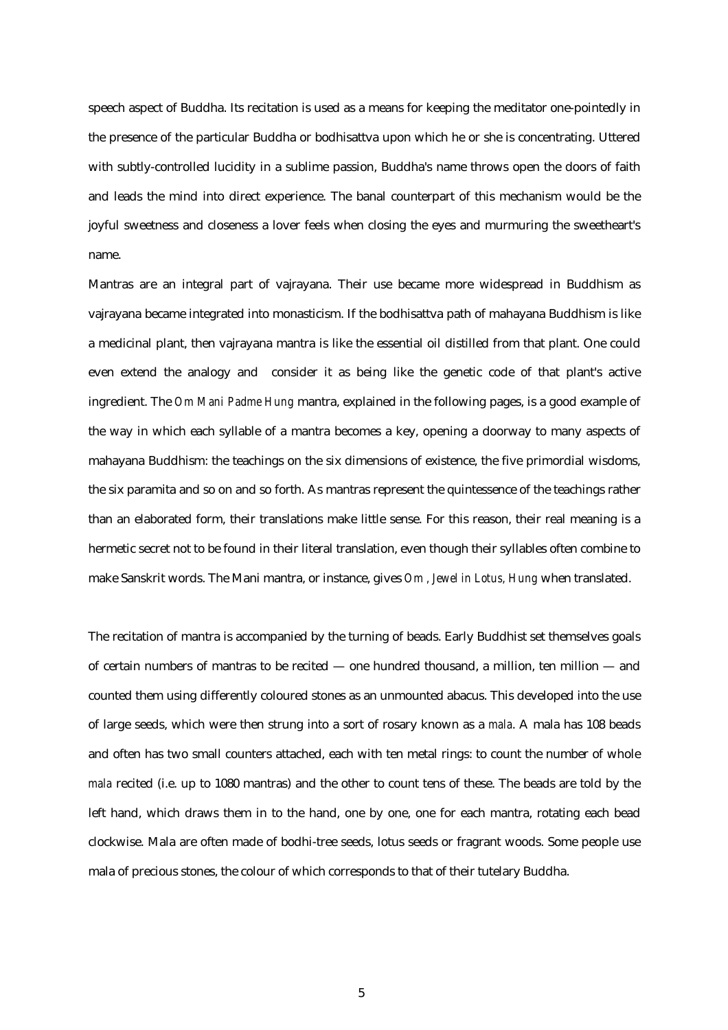speech aspect of Buddha. Its recitation is used as a means for keeping the meditator one-pointedly in the presence of the particular Buddha or bodhisattva upon which he or she is concentrating. Uttered with subtly-controlled lucidity in a sublime passion, Buddha's name throws open the doors of faith and leads the mind into direct experience. The banal counterpart of this mechanism would be the joyful sweetness and closeness a lover feels when closing the eyes and murmuring the sweetheart's name.

Mantras are an integral part of vajrayana. Their use became more widespread in Buddhism as vajrayana became integrated into monasticism. If the bodhisattva path of mahayana Buddhism is like a medicinal plant, then vajrayana mantra is like the essential oil distilled from that plant. One could even extend the analogy and consider it as being like the genetic code of that plant's active ingredient. The *Om Mani Padme Hung* mantra, explained in the following pages, is a good example of the way in which each syllable of a mantra becomes a key, opening a doorway to many aspects of mahayana Buddhism: the teachings on the six dimensions of existence, the five primordial wisdoms, the six paramita and so on and so forth. As mantras represent the quintessence of the teachings rather than an elaborated form, their translations make little sense. For this reason, their real meaning is a hermetic secret not to be found in their literal translation, even though their syllables often combine to make Sanskrit words. The Mani mantra, or instance, gives *Om, Jewel in Lotus, Hung* when translated.

The recitation of mantra is accompanied by the turning of beads. Early Buddhist set themselves goals of certain numbers of mantras to be recited — one hundred thousand, a million, ten million — and counted them using differently coloured stones as an unmounted abacus. This developed into the use of large seeds, which were then strung into a sort of rosary known as a *mala*. A mala has 108 beads and often has two small counters attached, each with ten metal rings: to count the number of whole *mala* recited (i.e. up to 1080 mantras) and the other to count tens of these. The beads are told by the left hand, which draws them in to the hand, one by one, one for each mantra, rotating each bead clockwise. Mala are often made of bodhi-tree seeds, lotus seeds or fragrant woods. Some people use mala of precious stones, the colour of which corresponds to that of their tutelary Buddha.